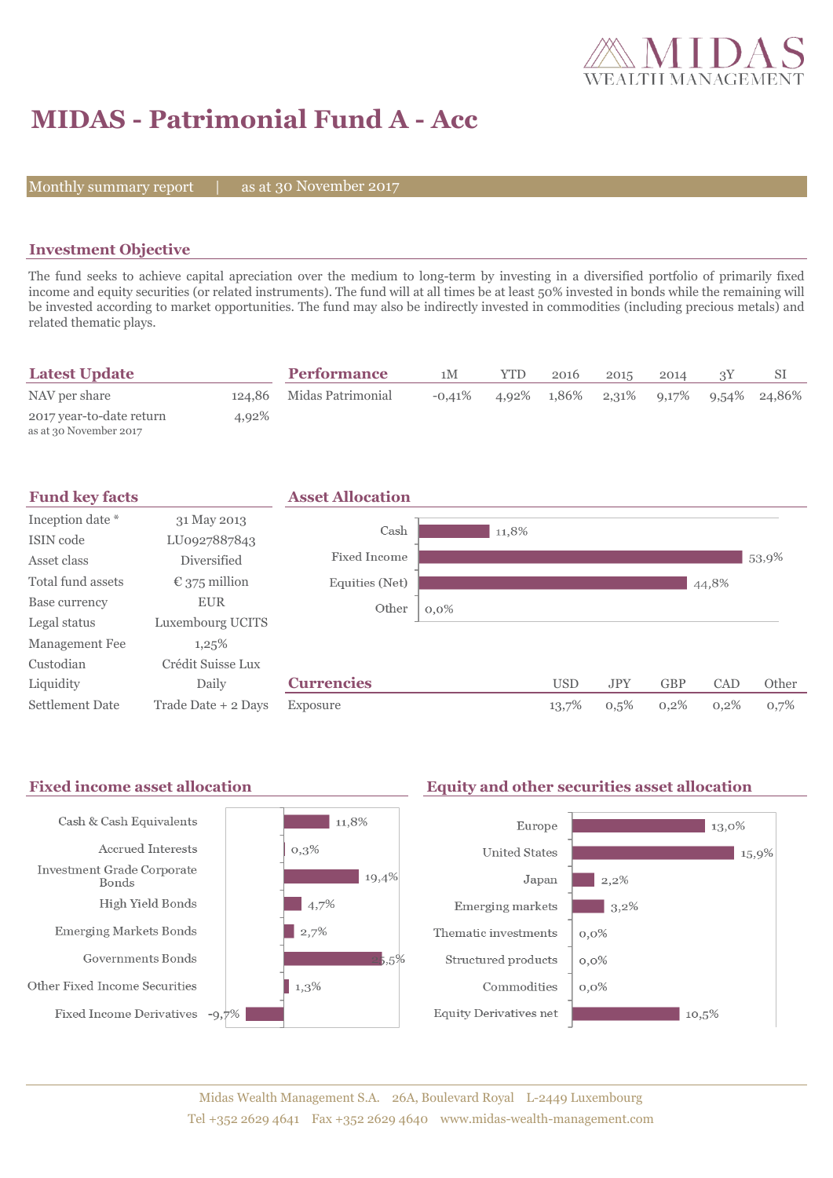MIDAS WEALTH MANAGEMENT

# MIDAS - Patrimonial Fund A - Acc

Monthly summary report | as at 30 November 2017

## Investment Objective

The fund seeks to achieve capital apreciation over the medium to long-term by investing in a diversified portfolio of primarily fixed income and equity securities (or related instruments). The fund will at all times be at least 50% invested in bonds while the remaining will be invested according to market opportunities. The fund may also be indirectly invested in commodities (including precious metals) and related thematic plays.

## Latest Update

| | |
|---|---|
| NAV per share | 124,86 |
| 2017 year-to-date return<br>as at 30 November 2017 | 4,92% |

## Performance

| | 1M | YTD | 2016 | 2015 | 2014 | 3Y | SI |
|---|---|---|---|---|---|---|---|
| Midas Patrimonial | -0,41% | 4,92% | 1,86% | 2,31% | 9,17% | 9,54% | 24,86% |

## Fund key facts

| | |
|---|---|
| Inception date * | 31 May 2013 |
| ISIN code | LU0927887843 |
| Asset class | Diversified |
| Total fund assets | € 375 million |
| Base currency | EUR |
| Legal status | Luxembourg UCITS |
| Management Fee | 1,25% |
| Custodian | Crédit Suisse Lux |
| Liquidity | Daily |
| Settlement Date | Trade Date + 2 Days |

## Asset Allocation

| | |
|---|---|
| Cash | 11,8% |
| Fixed Income | 53,9% |
| Equities (Net) | 44,8% |
| Other | 0,0% |

## Currencies

| | USD | JPY | GBP | CAD | Other |
|---|---|---|---|---|---|
| Exposure | 13,7% | 0,5% | 0,2% | 0,2% | 0,7% |

## Fixed income asset allocation

| | |
|---|---|
| Cash & Cash Equivalents | 11,8% |
| Accrued Interests | 0,3% |
| Investment Grade Corporate Bonds | 19,4% |
| High Yield Bonds | 4,7% |
| Emerging Markets Bonds | 2,7% |
| Governments Bonds | 25,5% |
| Other Fixed Income Securities | 1,3% |
| Fixed Income Derivatives | -9,7% |

## Equity and other securities asset allocation

| | |
|---|---|
| Europe | 13,0% |
| United States | 15,9% |
| Japan | 2,2% |
| Emerging markets | 3,2% |
| Thematic investments | 0,0% |
| Structured products | 0,0% |
| Commodities | 0,0% |
| Equity Derivatives net | 10,5% |

Midas Wealth Management S.A. 26A, Boulevard Royal L-2449 Luxembourg
Tel +352 2629 4641 Fax +352 2629 4640 www.midas-wealth-management.com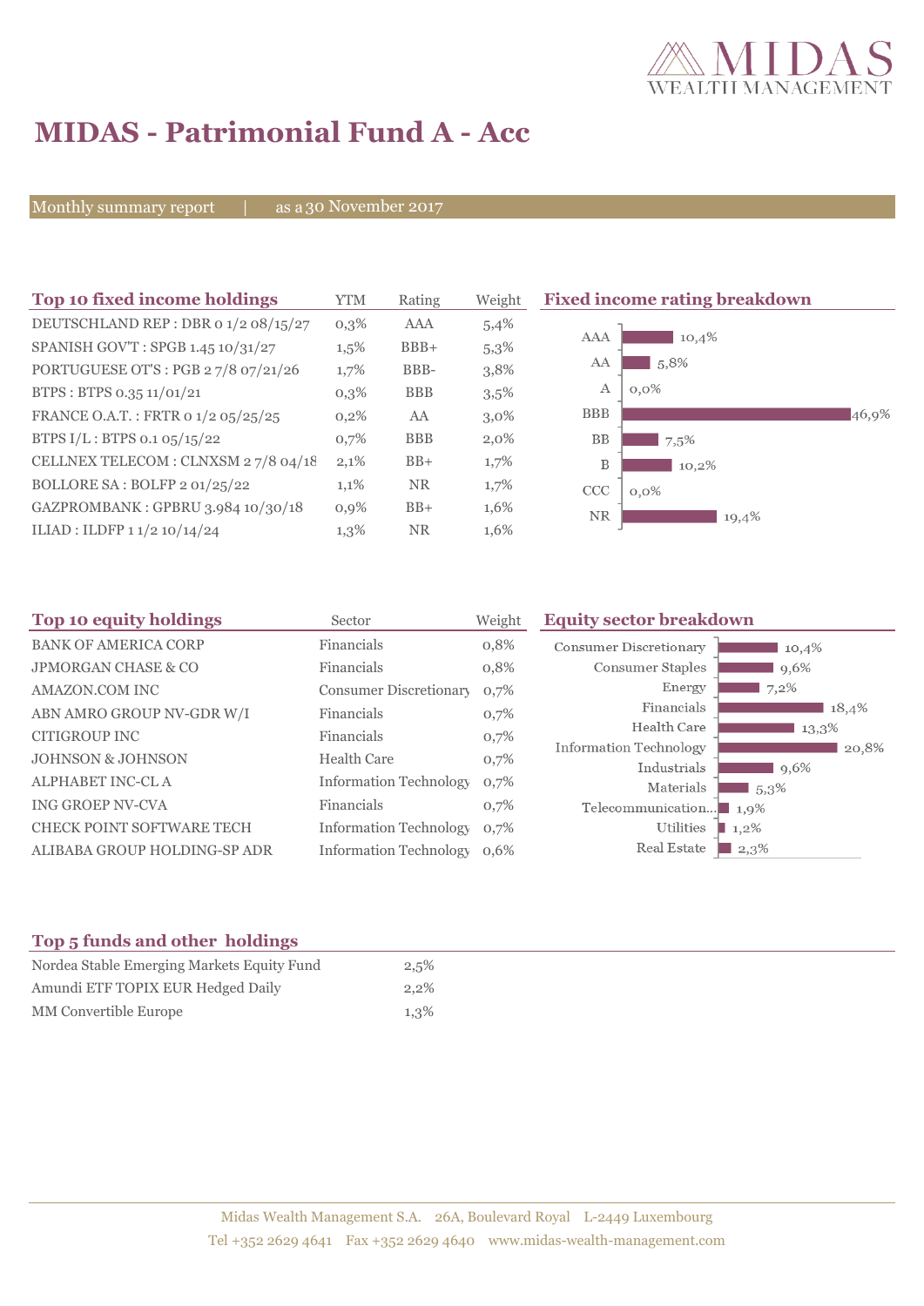# MIDAS - Patrimonial Fund A - Acc

Monthly summary report | as a 30 November 2017

## Top 10 fixed income holdings

| Top 10 fixed income holdings | YTM | Rating | Weight |
|---|---|---|---|
| DEUTSCHLAND REP : DBR 0 1/2 08/15/27 | 0,3% | AAA | 5,4% |
| SPANISH GOV'T : SPGB 1.45 10/31/27 | 1,5% | BBB+ | 5,3% |
| PORTUGUESE OT'S : PGB 2 7/8 07/21/26 | 1,7% | BBB- | 3,8% |
| BTPS : BTPS 0.35 11/01/21 | 0,3% | BBB | 3,5% |
| FRANCE O.A.T. : FRTR 0 1/2 05/25/25 | 0,2% | AA | 3,0% |
| BTPS I/L : BTPS 0.1 05/15/22 | 0,7% | BBB | 2,0% |
| CELLNEX TELECOM : CLNXSM 2 7/8 04/18 | 2,1% | BB+ | 1,7% |
| BOLLORE SA : BOLFP 2 01/25/22 | 1,1% | NR | 1,7% |
| GAZPROMBANK : GPBRU 3.984 10/30/18 | 0,9% | BB+ | 1,6% |
| ILIAD : ILDFP 1 1/2 10/14/24 | 1,3% | NR | 1,6% |

## Fixed income rating breakdown

| Rating | Weight |
|---|---|
| AAA | 10,4% |
| AA | 5,8% |
| A | 0,0% |
| BBB | 46,9% |
| BB | 7,5% |
| B | 10,2% |
| CCC | 0,0% |
| NR | 19,4% |

## Top 10 equity holdings

| Top 10 equity holdings | Sector | Weight |
|---|---|---|
| BANK OF AMERICA CORP | Financials | 0,8% |
| JPMORGAN CHASE & CO | Financials | 0,8% |
| AMAZON.COM INC | Consumer Discretionary | 0,7% |
| ABN AMRO GROUP NV-GDR W/I | Financials | 0,7% |
| CITIGROUP INC | Financials | 0,7% |
| JOHNSON & JOHNSON | Health Care | 0,7% |
| ALPHABET INC-CL A | Information Technology | 0,7% |
| ING GROEP NV-CVA | Financials | 0,7% |
| CHECK POINT SOFTWARE TECH | Information Technology | 0,7% |
| ALIBABA GROUP HOLDING-SP ADR | Information Technology | 0,6% |

## Equity sector breakdown

| Sector | Weight |
|---|---|
| Consumer Discretionary | 10,4% |
| Consumer Staples | 9,6% |
| Energy | 7,2% |
| Financials | 18,4% |
| Health Care | 13,3% |
| Information Technology | 20,8% |
| Industrials | 9,6% |
| Materials | 5,3% |
| Telecommunication... | 1,9% |
| Utilities | 1,2% |
| Real Estate | 2,3% |

## Top 5 funds and other holdings

| Top 5 funds and other holdings | |
|---|---|
| Nordea Stable Emerging Markets Equity Fund | 2,5% |
| Amundi ETF TOPIX EUR Hedged Daily | 2,2% |
| MM Convertible Europe | 1,3% |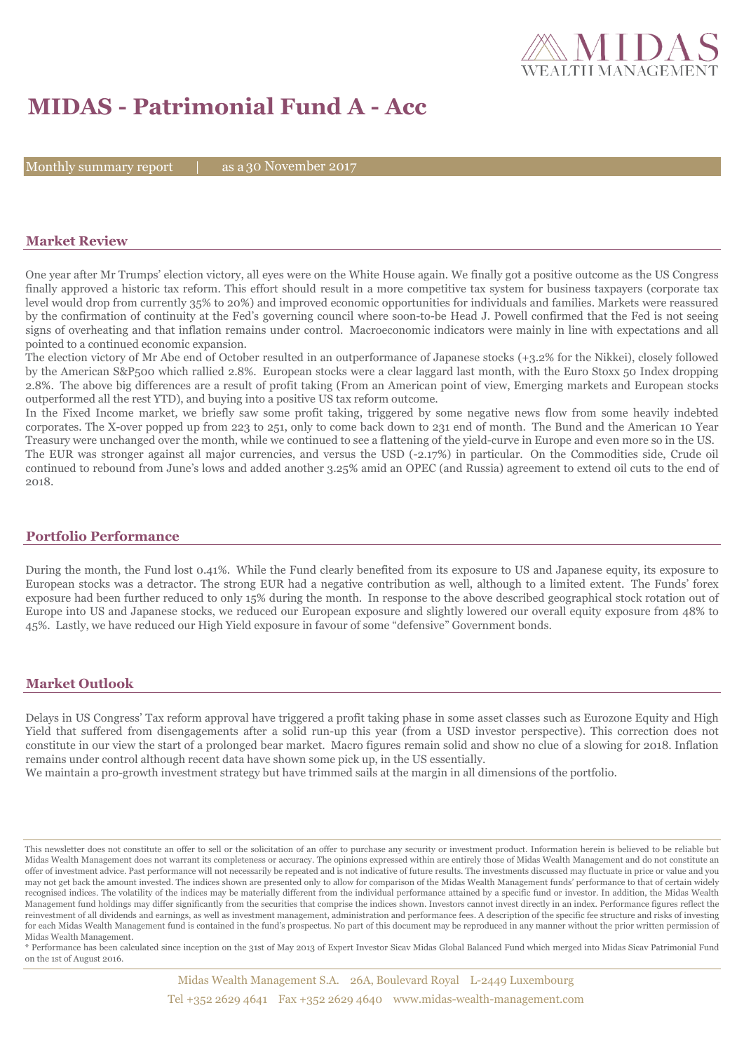# MIDAS - Patrimonial Fund A - Acc

Monthly summary report | as a 30 November 2017

## Market Review

One year after Mr Trumps' election victory, all eyes were on the White House again. We finally got a positive outcome as the US Congress finally approved a historic tax reform. This effort should result in a more competitive tax system for business taxpayers (corporate tax level would drop from currently 35% to 20%) and improved economic opportunities for individuals and families. Markets were reassured by the confirmation of continuity at the Fed's governing council where soon-to-be Head J. Powell confirmed that the Fed is not seeing signs of overheating and that inflation remains under control. Macroeconomic indicators were mainly in line with expectations and all pointed to a continued economic expansion.

The election victory of Mr Abe end of October resulted in an outperformance of Japanese stocks (+3.2% for the Nikkei), closely followed by the American S&P500 which rallied 2.8%. European stocks were a clear laggard last month, with the Euro Stoxx 50 Index dropping 2.8%. The above big differences are a result of profit taking (From an American point of view, Emerging markets and European stocks outperformed all the rest YTD), and buying into a positive US tax reform outcome.

In the Fixed Income market, we briefly saw some profit taking, triggered by some negative news flow from some heavily indebted corporates. The X-over popped up from 223 to 251, only to come back down to 231 end of month. The Bund and the American 10 Year Treasury were unchanged over the month, while we continued to see a flattening of the yield-curve in Europe and even more so in the US.

The EUR was stronger against all major currencies, and versus the USD (-2.17%) in particular. On the Commodities side, Crude oil continued to rebound from June's lows and added another 3.25% amid an OPEC (and Russia) agreement to extend oil cuts to the end of 2018.

## Portfolio Performance

During the month, the Fund lost 0.41%. While the Fund clearly benefited from its exposure to US and Japanese equity, its exposure to European stocks was a detractor. The strong EUR had a negative contribution as well, although to a limited extent. The Funds' forex exposure had been further reduced to only 15% during the month. In response to the above described geographical stock rotation out of Europe into US and Japanese stocks, we reduced our European exposure and slightly lowered our overall equity exposure from 48% to 45%. Lastly, we have reduced our High Yield exposure in favour of some "defensive" Government bonds.

## Market Outlook

Delays in US Congress' Tax reform approval have triggered a profit taking phase in some asset classes such as Eurozone Equity and High Yield that suffered from disengagements after a solid run-up this year (from a USD investor perspective). This correction does not constitute in our view the start of a prolonged bear market. Macro figures remain solid and show no clue of a slowing for 2018. Inflation remains under control although recent data have shown some pick up, in the US essentially.

We maintain a pro-growth investment strategy but have trimmed sails at the margin in all dimensions of the portfolio.

This newsletter does not constitute an offer to sell or the solicitation of an offer to purchase any security or investment product. Information herein is believed to be reliable but Midas Wealth Management does not warrant its completeness or accuracy. The opinions expressed within are entirely those of Midas Wealth Management and do not constitute an offer of investment advice. Past performance will not necessarily be repeated and is not indicative of future results. The investments discussed may fluctuate in price or value and you may not get back the amount invested. The indices shown are presented only to allow for comparison of the Midas Wealth Management funds' performance to that of certain widely recognised indices. The volatility of the indices may be materially different from the individual performance attained by a specific fund or investor. In addition, the Midas Wealth Management fund holdings may differ significantly from the securities that comprise the indices shown. Investors cannot invest directly in an index. Performance figures reflect the reinvestment of all dividends and earnings, as well as investment management, administration and performance fees. A description of the specific fee structure and risks of investing for each Midas Wealth Management fund is contained in the fund's prospectus. No part of this document may be reproduced in any manner without the prior written permission of Midas Wealth Management.

* Performance has been calculated since inception on the 31st of May 2013 of Expert Investor Sicav Midas Global Balanced Fund which merged into Midas Sicav Patrimonial Fund on the 1st of August 2016.

Midas Wealth Management S.A. 26A, Boulevard Royal L-2449 Luxembourg
Tel +352 2629 4641 Fax +352 2629 4640 www.midas-wealth-management.com